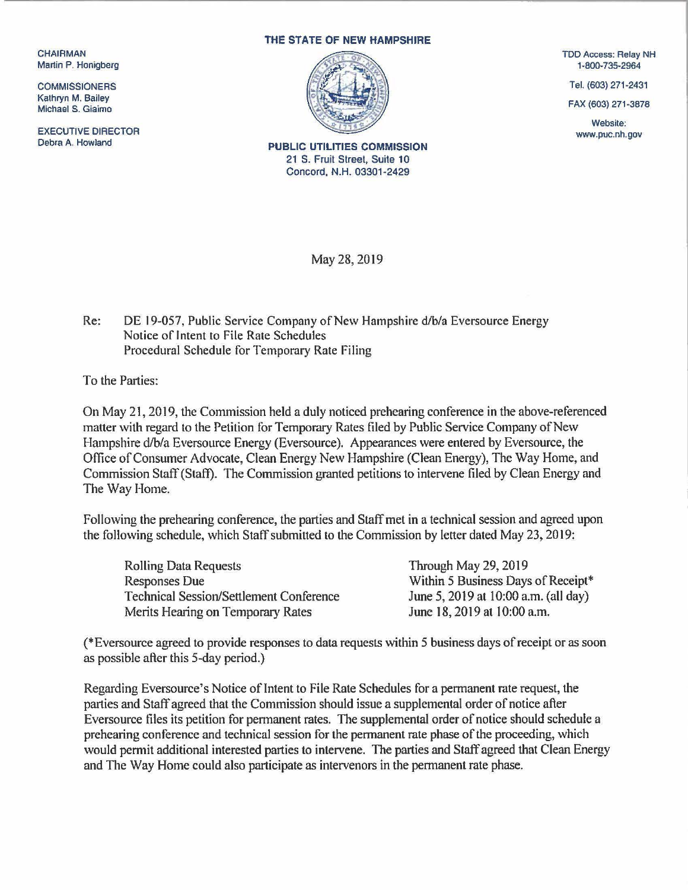CHAIRMAN
Martin P. Honigberg

COMMISSIONERS
Kathryn M. Bailey
Michael S. Giaimo

EXECUTIVE DIRECTOR
Debra A. Howland

**THE STATE OF NEW HAMPSHIRE**

**PUBLIC UTILITIES COMMISSION**
21 S. Fruit Street, Suite 10
Concord, N.H. 03301-2429

TDD Access: Relay NH
1-800-735-2964

Tel. (603) 271-2431

FAX (603) 271-3878

Website:
www.puc.nh.gov

May 28, 2019

Re: DE 19-057, Public Service Company of New Hampshire d/b/a Eversource Energy
Notice of Intent to File Rate Schedules
Procedural Schedule for Temporary Rate Filing

To the Parties:

On May 21, 2019, the Commission held a duly noticed prehearing conference in the above-referenced matter with regard to the Petition for Temporary Rates filed by Public Service Company of New Hampshire d/b/a Eversource Energy (Eversource). Appearances were entered by Eversource, the Office of Consumer Advocate, Clean Energy New Hampshire (Clean Energy), The Way Home, and Commission Staff (Staff). The Commission granted petitions to intervene filed by Clean Energy and The Way Home.

Following the prehearing conference, the parties and Staff met in a technical session and agreed upon the following schedule, which Staff submitted to the Commission by letter dated May 23, 2019:

| | |
|---|---|
| Rolling Data Requests | Through May 29, 2019 |
| Responses Due | Within 5 Business Days of Receipt* |
| Technical Session/Settlement Conference | June 5, 2019 at 10:00 a.m. (all day) |
| Merits Hearing on Temporary Rates | June 18, 2019 at 10:00 a.m. |

(*Eversource agreed to provide responses to data requests within 5 business days of receipt or as soon as possible after this 5-day period.)

Regarding Eversource's Notice of Intent to File Rate Schedules for a permanent rate request, the parties and Staff agreed that the Commission should issue a supplemental order of notice after Eversource files its petition for permanent rates. The supplemental order of notice should schedule a prehearing conference and technical session for the permanent rate phase of the proceeding, which would permit additional interested parties to intervene. The parties and Staff agreed that Clean Energy and The Way Home could also participate as intervenors in the permanent rate phase.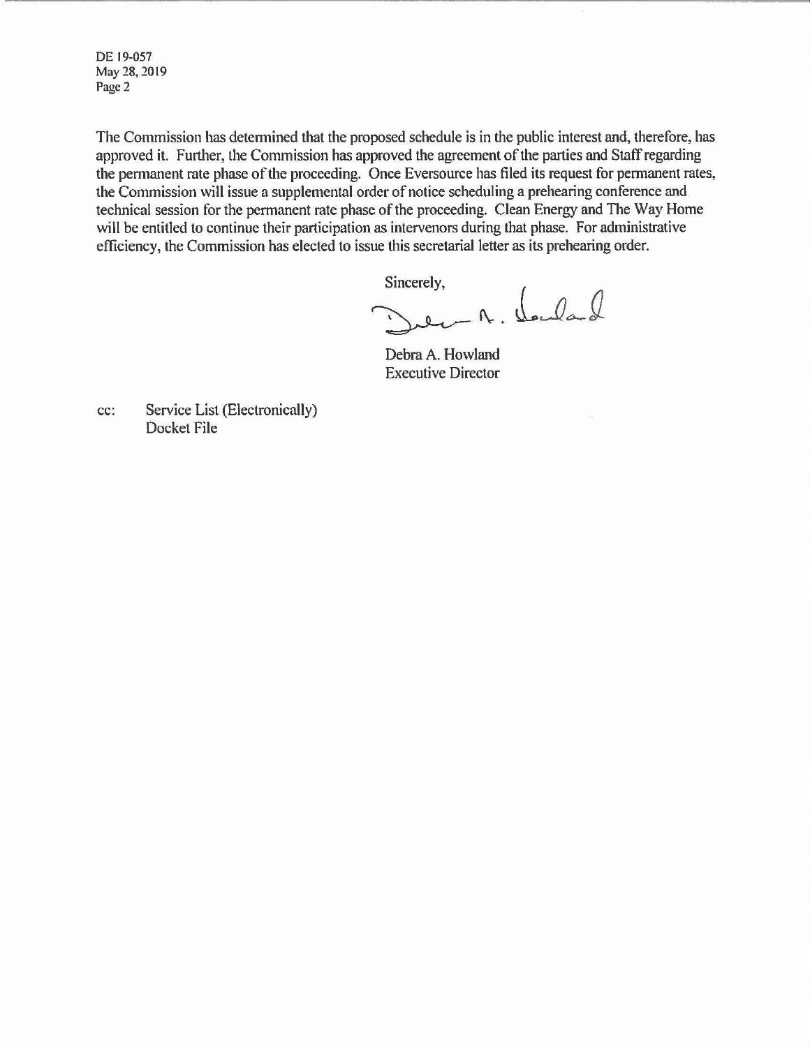The Commission has determined that the proposed schedule is in the public interest and, therefore, has approved it. Further, the Commission has approved the agreement of the parties and Staff regarding the permanent rate phase of the proceeding. Once Eversource has filed its request for permanent rates, the Commission will issue a supplemental order of notice scheduling a prehearing conference and technical session for the permanent rate phase of the proceeding. Clean Energy and The Way Home will be entitled to continue their participation as intervenors during that phase. For administrative efficiency, the Commission has elected to issue this secretarial letter as its prehearing order.

Sincerely,

Debra A. Howland
Executive Director

cc: Service List (Electronically)
Docket File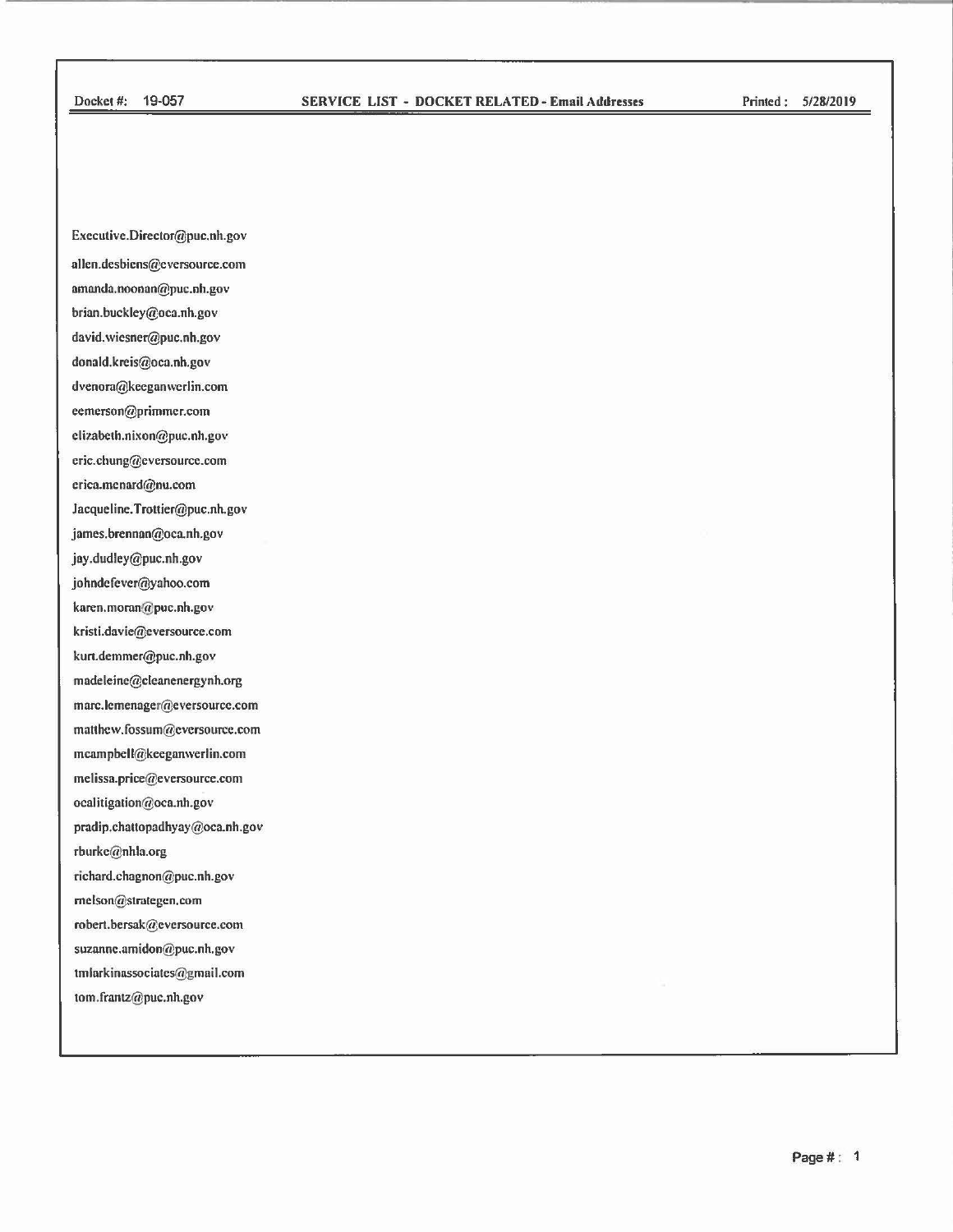Docket #: 19-057 **SERVICE LIST - DOCKET RELATED - Email Addresses** Printed: 5/28/2019

Executive.Director@puc.nh.gov

allen.desbiens@eversource.com

amanda.noonan@puc.nh.gov

brian.buckley@oca.nh.gov

david.wiesner@puc.nh.gov

donald.kreis@oca.nh.gov

dvenora@keeganwerlin.com

eemerson@primmer.com

elizabeth.nixon@puc.nh.gov

eric.chung@eversource.com

erica.menard@nu.com

Jacqueline.Trottier@puc.nh.gov

james.brennan@oca.nh.gov

jay.dudley@puc.nh.gov

johndefever@yahoo.com

karen.moran@puc.nh.gov

kristi.davie@eversource.com

kurt.demmer@puc.nh.gov

madeleine@cleanenergynh.org

marc.lemenager@eversource.com

matthew.fossum@eversource.com

mcampbell@keeganwerlin.com

melissa.price@eversource.com

ocalitigation@oca.nh.gov

pradip.chattopadhyay@oca.nh.gov

rburke@nhla.org

richard.chagnon@puc.nh.gov

rnelson@strategen.com

robert.bersak@eversource.com

suzanne.amidon@puc.nh.gov

tmlarkinassociates@gmail.com

tom.frantz@puc.nh.gov